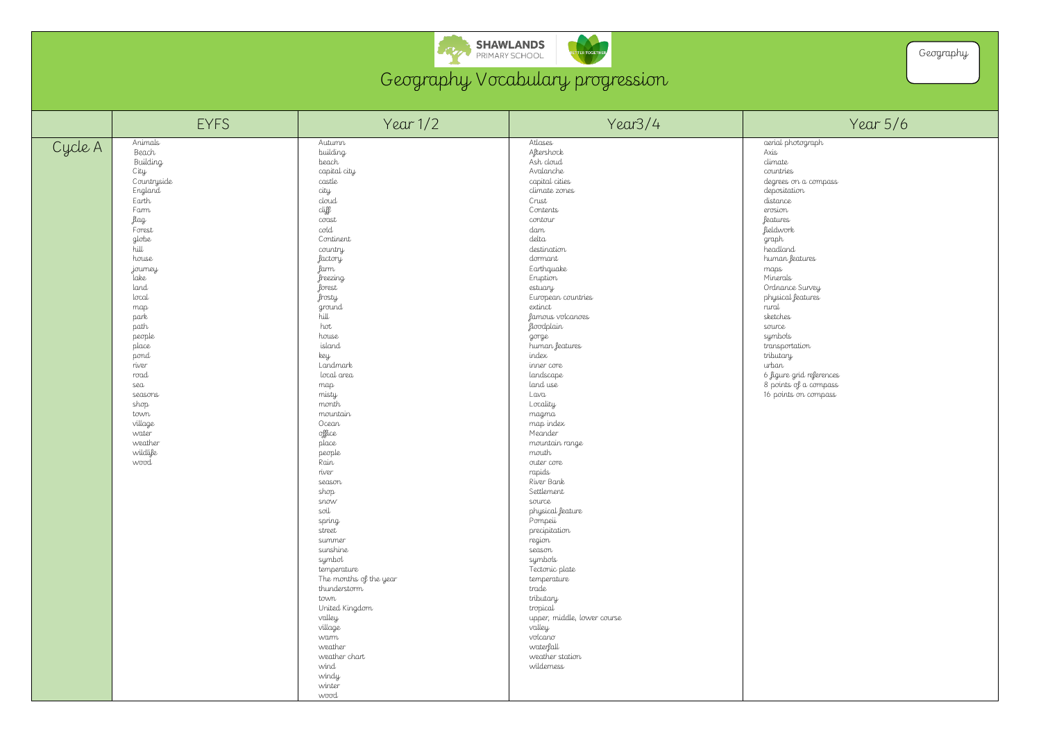SHAWLANDS PRIMARY SCHOOL

# Geography Vocabulary progression

Geography

| | EYFS | Year 1/2 | Year3/4 | Year 5/6 |
|---|---|---|---|---|
| Cycle A | Animals<br>Beach<br>Building<br>City<br>Countryside<br>England<br>Earth<br>Farm<br>flag<br>Forest<br>globe<br>hill<br>house<br>journey<br>lake<br>land<br>local<br>map<br>park<br>path<br>people<br>place<br>pond<br>river<br>road<br>sea<br>seasons<br>shop<br>town<br>village<br>water<br>weather<br>wildlife<br>wood | Autumn<br>building<br>beach<br>capital city<br>castle<br>city<br>cloud<br>cliff<br>coast<br>cold<br>Continent<br>country<br>factory<br>farm<br>freezing<br>forest<br>frosty<br>ground<br>hill<br>hot<br>house<br>island<br>key<br>Landmark<br>local area<br>map<br>misty<br>month<br>mountain<br>Ocean<br>office<br>place<br>people<br>Rain<br>river<br>season<br>shop<br>snow<br>soil<br>spring<br>street<br>summer<br>sunshine<br>symbol<br>temperature<br>The months of the year<br>thunderstorm<br>town<br>United Kingdom<br>valley<br>village<br>warm<br>weather<br>weather chart<br>wind<br>windy<br>winter<br>wood | Atlases<br>Aftershock<br>Ash cloud<br>Avalanche<br>capital cities<br>climate zones<br>Crust<br>Contents<br>contour<br>dam<br>delta<br>destination<br>dormant<br>Earthquake<br>Eruption<br>estuary<br>European countries<br>extinct<br>famous volcanoes<br>floodplain<br>gorge<br>human features<br>index<br>inner core<br>landscape<br>land use<br>Lava<br>Locality<br>magma<br>map index<br>Meander<br>mountain range<br>mouth<br>outer core<br>rapids<br>River Bank<br>Settlement<br>source<br>physical feature<br>Pompeii<br>precipitation<br>region<br>season<br>symbols<br>Tectonic plate<br>temperature<br>trade<br>tributary<br>tropical<br>upper, middle, lower course<br>valley<br>volcano<br>waterfall<br>weather station<br>wilderness | aerial photograph<br>Axis<br>climate<br>countries<br>degrees on a compass<br>deposition<br>distance<br>erosion<br>features<br>fieldwork<br>graph<br>headland<br>human features<br>maps<br>Minerals<br>Ordnance Survey<br>physical features<br>rural<br>sketches<br>source<br>symbols<br>transportation<br>tributary<br>urban<br>6 figure grid references<br>8 points of a compass<br>16 points on compass |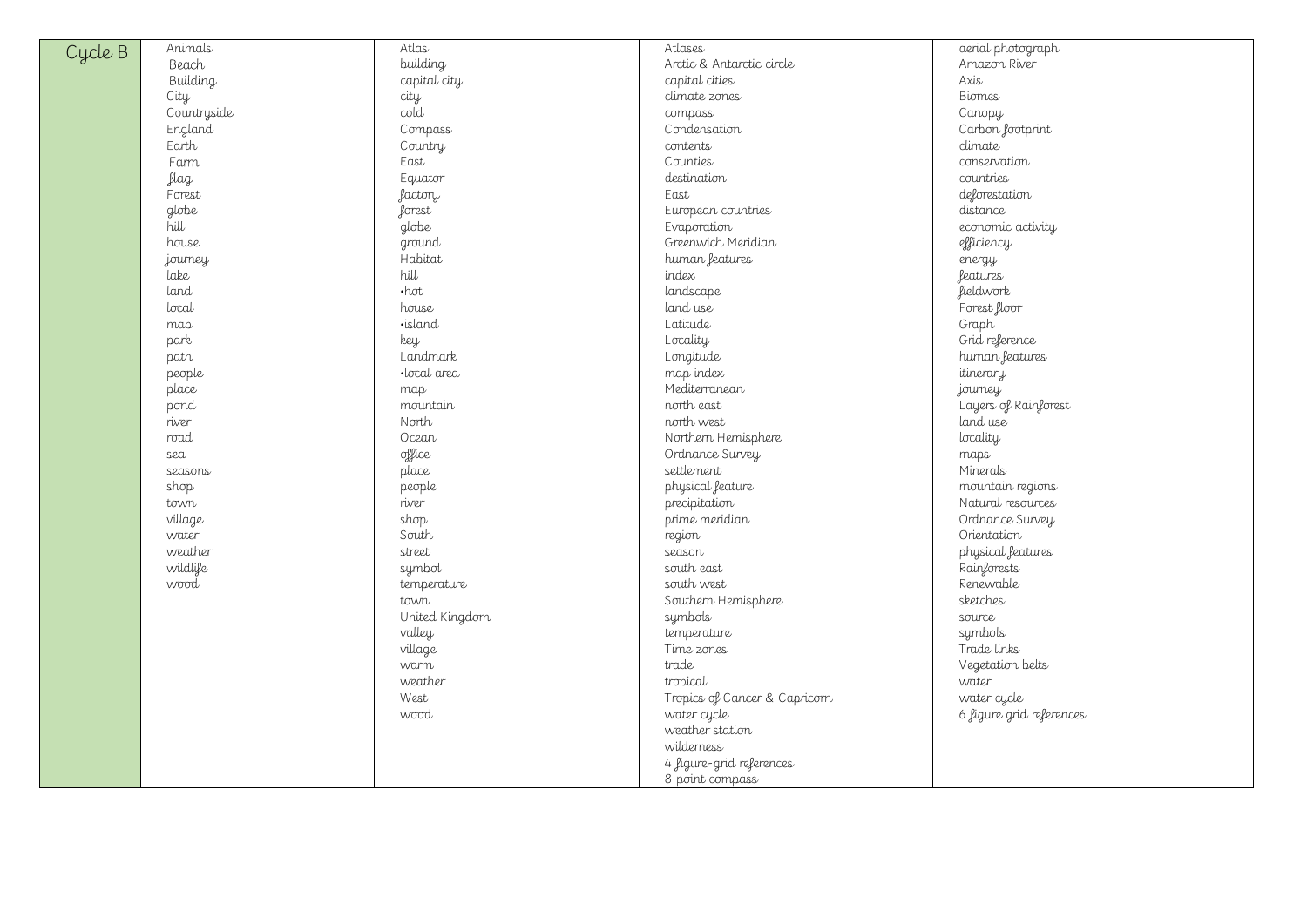| | | | | |
|---|---|---|---|---|
| Cycle B | Animals<br>Beach<br>Building<br>City<br>Countryside<br>England<br>Earth<br>Farm<br>flag<br>Forest<br>globe<br>hill<br>house<br>journey<br>lake<br>land<br>local<br>map<br>park<br>path<br>people<br>place<br>pond<br>river<br>road<br>sea<br>seasons<br>shop<br>town<br>village<br>water<br>weather<br>wildlife<br>wood | Atlas<br>building<br>capital city<br>city<br>cold<br>Compass<br>Country<br>East<br>Equator<br>factory<br>forest<br>globe<br>ground<br>Habitat<br>hill<br>•hot<br>house<br>•island<br>key<br>Landmark<br>•local area<br>map<br>mountain<br>North<br>Ocean<br>office<br>place<br>people<br>river<br>shop<br>South<br>street<br>symbol<br>temperature<br>town<br>United Kingdom<br>valley<br>village<br>warm<br>weather<br>West<br>wood | Atlases<br>Arctic & Antarctic circle<br>capital cities<br>climate zones<br>compass<br>Condensation<br>contents<br>Counties<br>destination<br>East<br>European countries<br>Evaporation<br>Greenwich Meridian<br>human features<br>index<br>landscape<br>land use<br>Latitude<br>Locality<br>Longitude<br>map index<br>Mediterranean<br>north east<br>north west<br>Northern Hemisphere<br>Ordnance Survey<br>settlement<br>physical feature<br>precipitation<br>prime meridian<br>region<br>season<br>south east<br>south west<br>Southern Hemisphere<br>symbols<br>temperature<br>Time zones<br>trade<br>tropical<br>Tropics of Cancer & Capricorn<br>water cycle<br>weather station<br>wilderness<br>4 figure-grid references<br>8 point compass | aerial photograph<br>Amazon River<br>Axis<br>Biomes<br>Canopy<br>Carbon footprint<br>climate<br>conservation<br>countries<br>deforestation<br>distance<br>economic activity<br>efficiency<br>energy<br>features<br>fieldwork<br>Forest floor<br>Graph<br>Grid reference<br>human features<br>itinerary<br>journey<br>Layers of Rainforest<br>land use<br>locality<br>maps<br>Minerals<br>mountain regions<br>Natural resources<br>Ordnance Survey<br>Orientation<br>physical features<br>Rainforests<br>Renewable<br>sketches<br>source<br>symbols<br>Trade links<br>Vegetation belts<br>water<br>water cycle<br>6 figure grid references |